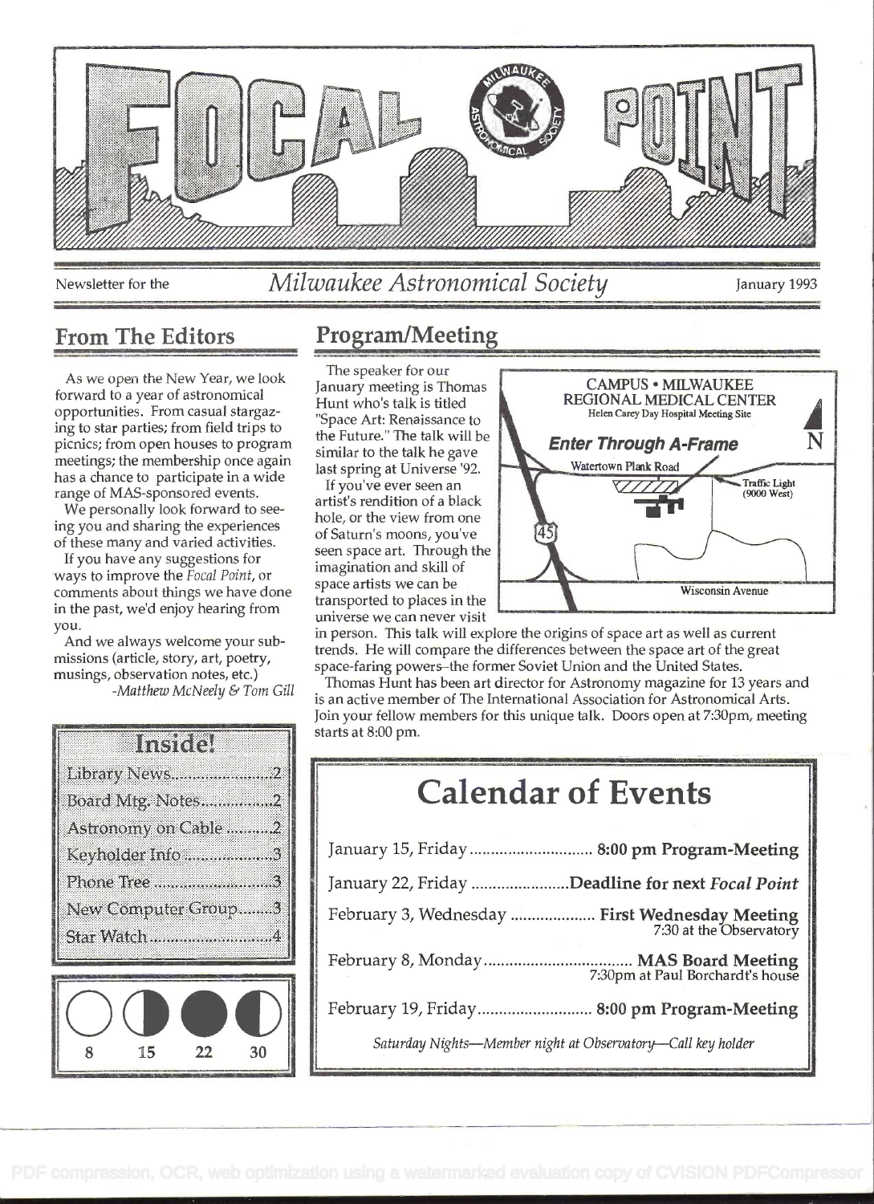# FOCAL POINT

Newsletter for the *Milwaukee Astronomical Society* January 1993

## From The Editors

As we open the New Year, we look forward to a year of astronomical opportunities. From casual stargazing to star parties; from field trips to picnics; from open houses to program meetings; the membership once again has a chance to participate in a wide range of MAS-sponsored events.

We personally look forward to seeing you and sharing the experiences of these many and varied activities.

If you have any suggestions for ways to improve the *Focal Point*, or comments about things we have done in the past, we'd enjoy hearing from you.

And we always welcome your submissions (article, story, art, poetry, musings, observation notes, etc.)

*-Matthew McNeely & Tom Gill*

## Inside!

- Library News ........................ 2
- Board Mtg. Notes ................. 2
- Astronomy on Cable ........... 2
- Keyholder Info ..................... 3
- Phone Tree ........................... 3
- New Computer Group ......... 3
- Star Watch ............................ 4

| ○ | ◑ | ● | ◐ |
|---|---|---|---|
| 8 | 15 | 22 | 30 |

## Program/Meeting

The speaker for our January meeting is Thomas Hunt who's talk is titled "Space Art: Renaissance to the Future." The talk will be similar to the talk he gave last spring at Universe '92.

If you've ever seen an artist's rendition of a black hole, or the view from one of Saturn's moons, you've seen space art. Through the imagination and skill of space artists we can be transported to places in the universe we can never visit in person. This talk will explore the origins of space art as well as current trends. He will compare the differences between the space art of the great space-faring powers–the former Soviet Union and the United States.

Thomas Hunt has been art director for Astronomy magazine for 13 years and is an active member of The International Association for Astronomical Arts. Join your fellow members for this unique talk. Doors open at 7:30pm, meeting starts at 8:00 pm.

CAMPUS • MILWAUKEE REGIONAL MEDICAL CENTER
Helen Carey Day Hospital Meeting Site
**Enter Through A-Frame**
Watertown Plank Road — Traffic Light (9000 West) — 45 — Wisconsin Avenue — N

# Calendar of Events

| | |
|---|---|
| January 15, Friday | **8:00 pm Program-Meeting** |
| January 22, Friday | **Deadline for next *Focal Point*** |
| February 3, Wednesday | **First Wednesday Meeting** 7:30 at the Observatory |
| February 8, Monday | **MAS Board Meeting** 7:30pm at Paul Borchardt's house |
| February 19, Friday | **8:00 pm Program-Meeting** |

*Saturday Nights—Member night at Observatory—Call key holder*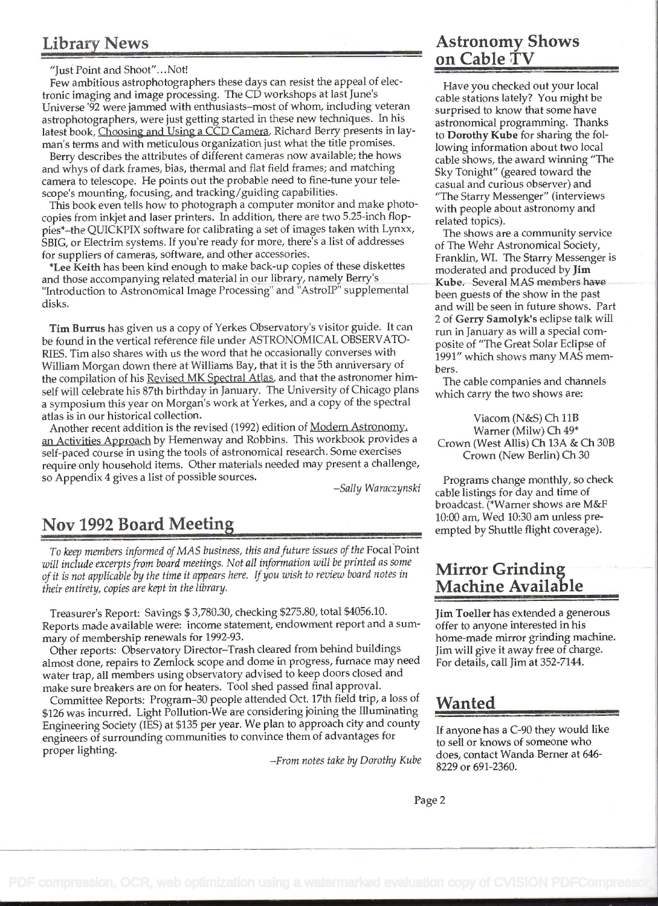## Library News

"Just Point and Shoot"...Not!

Few ambitious astrophotographers these days can resist the appeal of electronic imaging and image processing. The CD workshops at last June's Universe '92 were jammed with enthusiasts–most of whom, including veteran astrophotographers, were just getting started in these new techniques. In his latest book, Choosing and Using a CCD Camera, Richard Berry presents in layman's terms and with meticulous organization just what the title promises.

Berry describes the attributes of different cameras now available; the hows and whys of dark frames, bias, thermal and flat field frames; and matching camera to telescope. He points out the probable need to fine-tune your telescope's mounting, focusing, and tracking/guiding capabilities.

This book even tells how to photograph a computer monitor and make photocopies from inkjet and laser printers. In addition, there are two 5.25-inch floppies*–the QUICKPIX software for calibrating a set of images taken with Lynxx, SBIG, or Electrim systems. If you're ready for more, there's a list of addresses for suppliers of cameras, software, and other accessories.

*Lee Keith has been kind enough to make back-up copies of these diskettes and those accompanying related material in our library, namely Berry's "Introduction to Astronomical Image Processing" and "AstroIP" supplemental disks.

**Tim Burrus** has given us a copy of Yerkes Observatory's visitor guide. It can be found in the vertical reference file under ASTRONOMICAL OBSERVATORIES. Tim also shares with us the word that he occasionally converses with William Morgan down there at Williams Bay, that it is the 5th anniversary of the compilation of his Revised MK Spectral Atlas, and that the astronomer himself will celebrate his 87th birthday in January. The University of Chicago plans a symposium this year on Morgan's work at Yerkes, and a copy of the spectral atlas is in our historical collection.

Another recent addition is the revised (1992) edition of Modern Astronomy, an Activities Approach by Hemenway and Robbins. This workbook provides a self-paced course in using the tools of astronomical research. Some exercises require only household items. Other materials needed may present a challenge, so Appendix 4 gives a list of possible sources.

*–Sally Waraczynski*

## Nov 1992 Board Meeting

*To keep members informed of MAS business, this and future issues of the Focal Point will include excerpts from board meetings. Not all information will be printed as some of it is not applicable by the time it appears here. If you wish to review board notes in their entirety, copies are kept in the library.*

Treasurer's Report: Savings $ 3,780.30, checking $275.80, total $4056.10. Reports made available were: income statement, endowment report and a summary of membership renewals for 1992-93.

Other reports: Observatory Director–Trash cleared from behind buildings almost done, repairs to Zemlock scope and dome in progress, furnace may need water trap, all members using observatory advised to keep doors closed and make sure breakers are on for heaters. Tool shed passed final approval.

Committee Reports: Program–30 people attended Oct. 17th field trip, a loss of $126 was incurred. Light Pollution-We are considering joining the Illuminating Engineering Society (IES) at $135 per year. We plan to approach city and county engineers of surrounding communities to convince them of advantages for proper lighting.

*–From notes take by Dorothy Kube*

## Astronomy Shows on Cable TV

Have you checked out your local cable stations lately? You might be surprised to know that some have astronomical programming. Thanks to **Dorothy Kube** for sharing the following information about two local cable shows, the award winning "The Sky Tonight" (geared toward the casual and curious observer) and "The Starry Messenger" (interviews with people about astronomy and related topics).

The shows are a community service of The Wehr Astronomical Society, Franklin, WI. The Starry Messenger is moderated and produced by **Jim Kube**. Several MAS members have been guests of the show in the past and will be seen in future shows. Part 2 of **Gerry Samolyk's** eclipse talk will run in January as will a special composite of "The Great Solar Eclipse of 1991" which shows many MAS members.

The cable companies and channels which carry the two shows are:

Viacom (N&S) Ch 11B
Warner (Milw) Ch 49*
Crown (West Allis) Ch 13A & Ch 30B
Crown (New Berlin) Ch 30

Programs change monthly, so check cable listings for day and time of broadcast. (*Warner shows are M&F 10:00 am, Wed 10:30 am unless preempted by Shuttle flight coverage).

## Mirror Grinding Machine Available

**Jim Toeller** has extended a generous offer to anyone interested in his home-made mirror grinding machine. Jim will give it away free of charge. For details, call Jim at 352-7144.

## Wanted

If anyone has a C-90 they would like to sell or knows of someone who does, contact Wanda Berner at 646-8229 or 691-2360.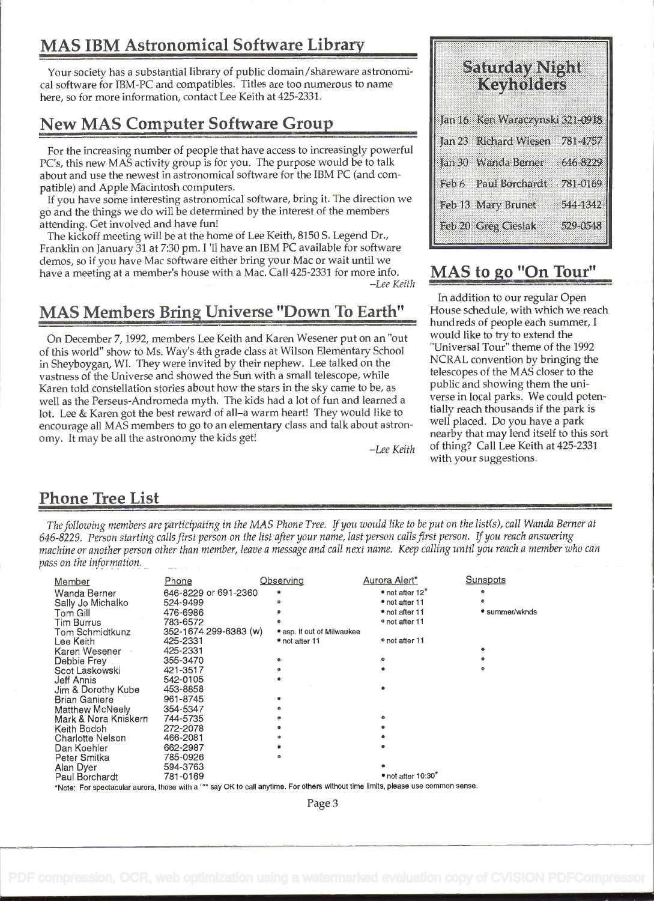## MAS IBM Astronomical Software Library

Your society has a substantial library of public domain/shareware astronomical software for IBM-PC and compatibles. Titles are too numerous to name here, so for more information, contact Lee Keith at 425-2331.

## New MAS Computer Software Group

For the increasing number of people that have access to increasingly powerful PC's, this new MAS activity group is for you. The purpose would be to talk about and use the newest in astronomical software for the IBM PC (and compatible) and Apple Macintosh computers.

If you have some interesting astronomical software, bring it. The direction we go and the things we do will be determined by the interest of the members attending. Get involved and have fun!

The kickoff meeting will be at the home of Lee Keith, 8150 S. Legend Dr., Franklin on January 31 at 7:30 pm. I 'll have an IBM PC available for software demos, so if you have Mac software either bring your Mac or wait until we have a meeting at a member's house with a Mac. Call 425-2331 for more info.

*–Lee Keith*

## MAS Members Bring Universe "Down To Earth"

On December 7, 1992, members Lee Keith and Karen Wesener put on an "out of this world" show to Ms. Way's 4th grade class at Wilson Elementary School in Sheyboygan, WI. They were invited by their nephew. Lee talked on the vastness of the Universe and showed the Sun with a small telescope, while Karen told constellation stories about how the stars in the sky came to be, as well as the Perseus-Andromeda myth. The kids had a lot of fun and learned a lot. Lee & Karen got the best reward of all–a warm heart! They would like to encourage all MAS members to go to an elementary class and talk about astronomy. It may be all the astronomy the kids get!

*–Lee Keith*

## Saturday Night Keyholders

| Date | Keyholder | Phone |
|---|---|---|
| Jan 16 | Ken Waraczynski | 321-0918 |
| Jan 23 | Richard Wiesen | 781-4757 |
| Jan 30 | Wanda Berner | 646-8229 |
| Feb 6 | Paul Borchardt | 781-0169 |
| Feb 13 | Mary Brunet | 544-1342 |
| Feb 20 | Greg Cieslak | 529-0548 |

## MAS to go "On Tour"

In addition to our regular Open House schedule, with which we reach hundreds of people each summer, I would like to try to extend the "Universal Tour" theme of the 1992 NCRAL convention by bringing the telescopes of the MAS closer to the public and showing them the universe in local parks. We could potentially reach thousands if the park is well placed. Do you have a park nearby that may lend itself to this sort of thing? Call Lee Keith at 425-2331 with your suggestions.

## Phone Tree List

*The following members are participating in the MAS Phone Tree. If you would like to be put on the list(s), call Wanda Berner at 646-8229. Person starting calls first person on the list after your name, last person calls first person. If you reach answering machine or another person other than member, leave a message and call next name. Keep calling until you reach a member who can pass on the information.*

| Member | Phone | Observing | Aurora Alert* | Sunspots |
|---|---|---|---|---|
| Wanda Berner | 646-8229 or 691-2360 | • | • not after 12* | • |
| Sally Jo Michalko | 524-9499 | • | • not after 11 | • |
| Tom Gill | 476-6986 | • | • not after 11 | • summer/wknds |
| Tim Burrus | 783-6572 | • | • not after 11 | |
| Tom Schmidtkunz | 352-1674 299-6383 (w) | • esp. if out of Milwaukee | | |
| Lee Keith | 425-2331 | • not after 11 | • not after 11 | |
| Karen Wesener | 425-2331 | | | • |
| Debbie Frey | 355-3470 | • | • | • |
| Scot Laskowski | 421-3517 | • | • | • |
| Jeff Annis | 542-0105 | • | | |
| Jim & Dorothy Kube | 453-8858 | | • | |
| Brian Ganiere | 961-8745 | • | | |
| Matthew McNeely | 354-5347 | • | | |
| Mark & Nora Kniskern | 744-5735 | • | • | |
| Keith Bodoh | 272-2078 | • | • | |
| Charlotte Nelson | 466-2081 | • | • | |
| Dan Koehler | 662-2987 | • | • | |
| Peter Smitka | 785-0926 | • | | |
| Alan Dyer | 594-3763 | | • | |
| Paul Borchardt | 781-0169 | | • not after 10:30* | |

*Note: For spectacular aurora, those with a "*" say OK to call anytime. For others without time limits, please use common sense.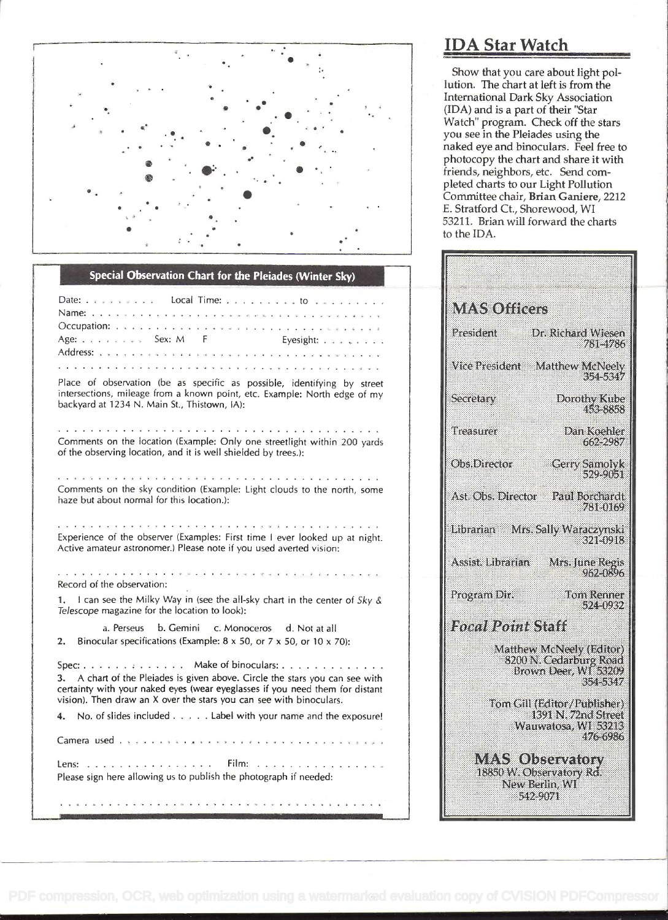## Special Observation Chart for the Pleiades (Winter Sky)

Date: . . . . . . . . . Local Time: . . . . . . . . . to . . . . . . . . .

Name: . . . . . . . . . . . . . . . . . . . . . . . . . . . . . . . . . . .

Occupation: . . . . . . . . . . . . . . . . . . . . . . . . . . . . . . .

Age: . . . . . . . . Sex: M F Eyesight: . . . . . . . .

Address: . . . . . . . . . . . . . . . . . . . . . . . . . . . . . . . . .

. . . . . . . . . . . . . . . . . . . . . . . . . . . . . . . . . . . . . .

Place of observation (be as specific as possible, identifying by street intersections, mileage from a known point, etc. Example: North edge of my backyard at 1234 N. Main St., Thistown, IA):

. . . . . . . . . . . . . . . . . . . . . . . . . . . . . . . . . . . . . .

Comments on the location (Example: Only one streetlight within 200 yards of the observing location, and it is well shielded by trees.):

. . . . . . . . . . . . . . . . . . . . . . . . . . . . . . . . . . . . . .

Comments on the sky condition (Example: Light clouds to the north, some haze but about normal for this location.):

. . . . . . . . . . . . . . . . . . . . . . . . . . . . . . . . . . . . . .

Experience of the observer (Examples: First time I ever looked up at night. Active amateur astronomer.) Please note if you used averted vision:

. . . . . . . . . . . . . . . . . . . . . . . . . . . . . . . . . . . . . .

Record of the observation:

1. I can see the Milky Way in (see the all-sky chart in the center of *Sky & Telescope* magazine for the location to look):

   a. Perseus b. Gemini c. Monoceros d. Not at all

2. Binocular specifications (Example: 8 x 50, or 7 x 50, or 10 x 70):

Spec: . . . . . . . . . . . . Make of binoculars: . . . . . . . . . . . . .

3. A chart of the Pleiades is given above. Circle the stars you can see with certainty with your naked eyes (wear eyeglasses if you need them for distant vision). Then draw an X over the stars you can see with binoculars.

4. No. of slides included . . . . . Label with your name and the exposure!

Camera used . . . . . . . . . . . . . . . . . . . . . . . . . . . . . . . .

Lens: . . . . . . . . . . . . . . . . Film: . . . . . . . . . . . . . . . .

Please sign here allowing us to publish the photograph if needed:

. . . . . . . . . . . . . . . . . . . . . . . . . . . . . . . . . . . . . .

## IDA Star Watch

Show that you care about light pollution. The chart at left is from the International Dark Sky Association (IDA) and is a part of their "Star Watch" program. Check off the stars you see in the Pleiades using the naked eye and binoculars. Feel free to photocopy the chart and share it with friends, neighbors, etc. Send completed charts to our Light Pollution Committee chair, **Brian Ganiere**, 2212 E. Stratford Ct., Shorewood, WI 53211. Brian will forward the charts to the IDA.

## MAS Officers

President — Dr. Richard Wiesen, 781-4786

Vice President — Matthew McNeely, 354-5347

Secretary — Dorothy Kube, 453-8858

Treasurer — Dan Koehler, 662-2987

Obs.Director — Gerry Samolyk, 529-9051

Ast. Obs. Director — Paul Borchardt, 781-0169

Librarian — Mrs. Sally Waraczynski, 321-0918

Assist. Librarian — Mrs. June Regis, 962-0896

Program Dir. — Tom Renner, 524-0932

## *Focal Point* Staff

Matthew McNeely (Editor)
8200 N. Cedarburg Road
Brown Deer, WI 53209
354-5347

Tom Gill (Editor/Publisher)
1391 N. 72nd Street
Wauwatosa, WI 53213
476-6986

## MAS Observatory

18850 W. Observatory Rd.
New Berlin, WI
542-9071